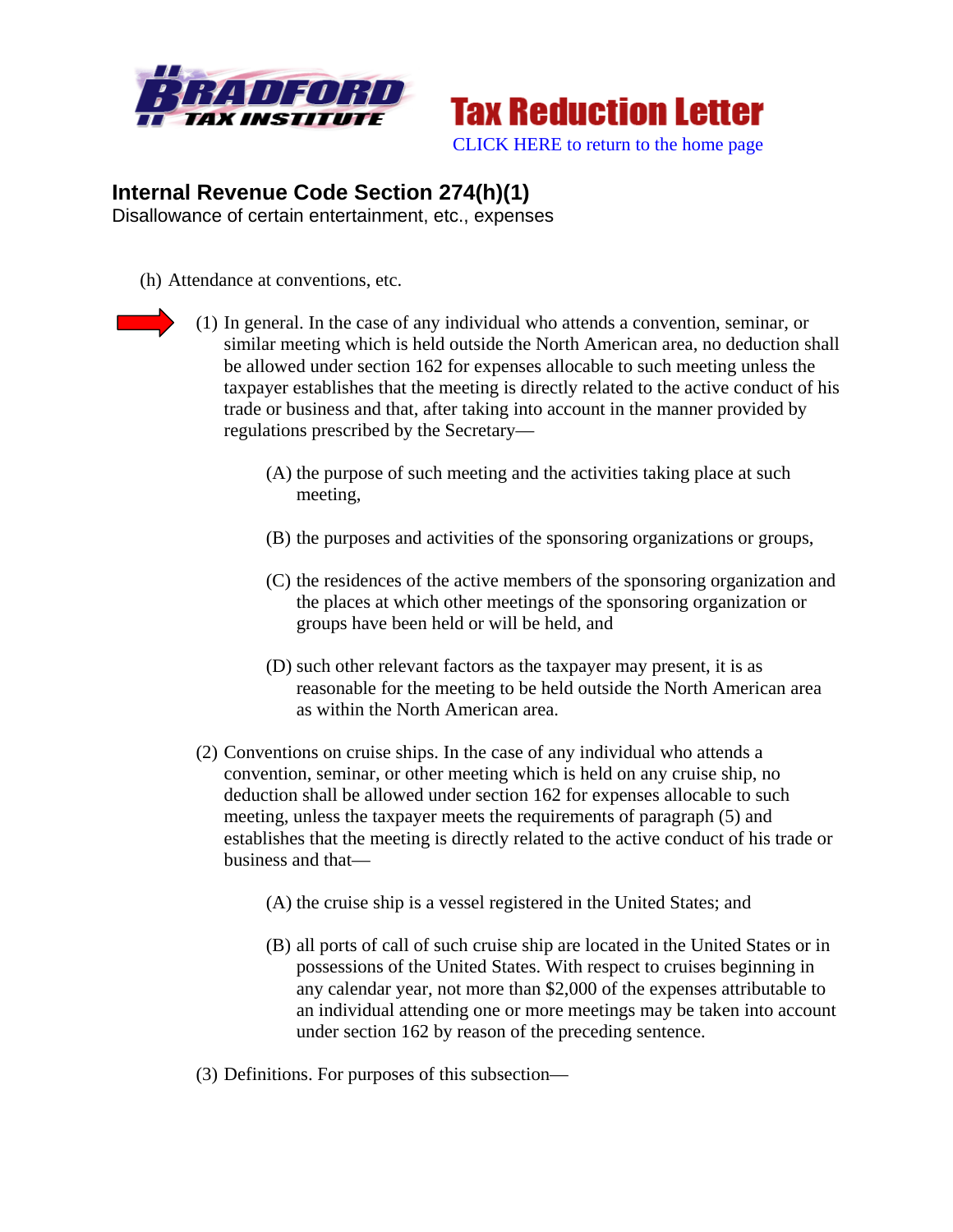Bradford Tax Institute

Tax Reduction Letter

CLICK HERE to return to the home page

## Internal Revenue Code Section 274(h)(1)

Disallowance of certain entertainment, etc., expenses

(h) Attendance at conventions, etc.

(1) In general. In the case of any individual who attends a convention, seminar, or similar meeting which is held outside the North American area, no deduction shall be allowed under section 162 for expenses allocable to such meeting unless the taxpayer establishes that the meeting is directly related to the active conduct of his trade or business and that, after taking into account in the manner provided by regulations prescribed by the Secretary—

(A) the purpose of such meeting and the activities taking place at such meeting,

(B) the purposes and activities of the sponsoring organizations or groups,

(C) the residences of the active members of the sponsoring organization and the places at which other meetings of the sponsoring organization or groups have been held or will be held, and

(D) such other relevant factors as the taxpayer may present, it is as reasonable for the meeting to be held outside the North American area as within the North American area.

(2) Conventions on cruise ships. In the case of any individual who attends a convention, seminar, or other meeting which is held on any cruise ship, no deduction shall be allowed under section 162 for expenses allocable to such meeting, unless the taxpayer meets the requirements of paragraph (5) and establishes that the meeting is directly related to the active conduct of his trade or business and that—

(A) the cruise ship is a vessel registered in the United States; and

(B) all ports of call of such cruise ship are located in the United States or in possessions of the United States. With respect to cruises beginning in any calendar year, not more than $2,000 of the expenses attributable to an individual attending one or more meetings may be taken into account under section 162 by reason of the preceding sentence.

(3) Definitions. For purposes of this subsection—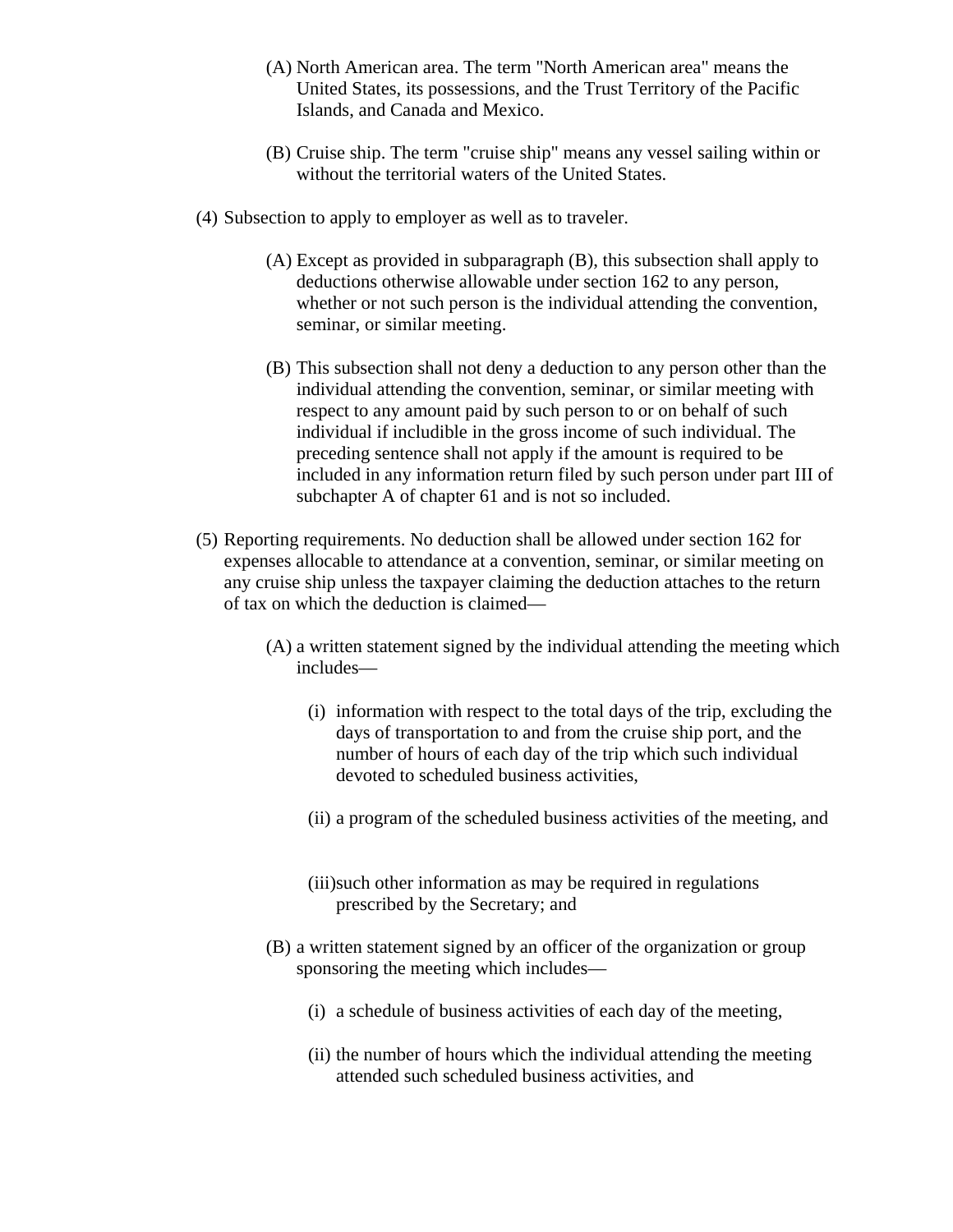(A) North American area. The term "North American area" means the United States, its possessions, and the Trust Territory of the Pacific Islands, and Canada and Mexico.

(B) Cruise ship. The term "cruise ship" means any vessel sailing within or without the territorial waters of the United States.

(4) Subsection to apply to employer as well as to traveler.

(A) Except as provided in subparagraph (B), this subsection shall apply to deductions otherwise allowable under section 162 to any person, whether or not such person is the individual attending the convention, seminar, or similar meeting.

(B) This subsection shall not deny a deduction to any person other than the individual attending the convention, seminar, or similar meeting with respect to any amount paid by such person to or on behalf of such individual if includible in the gross income of such individual. The preceding sentence shall not apply if the amount is required to be included in any information return filed by such person under part III of subchapter A of chapter 61 and is not so included.

(5) Reporting requirements. No deduction shall be allowed under section 162 for expenses allocable to attendance at a convention, seminar, or similar meeting on any cruise ship unless the taxpayer claiming the deduction attaches to the return of tax on which the deduction is claimed—

(A) a written statement signed by the individual attending the meeting which includes—

(i) information with respect to the total days of the trip, excluding the days of transportation to and from the cruise ship port, and the number of hours of each day of the trip which such individual devoted to scheduled business activities,

(ii) a program of the scheduled business activities of the meeting, and

(iii) such other information as may be required in regulations prescribed by the Secretary; and

(B) a written statement signed by an officer of the organization or group sponsoring the meeting which includes—

(i) a schedule of business activities of each day of the meeting,

(ii) the number of hours which the individual attending the meeting attended such scheduled business activities, and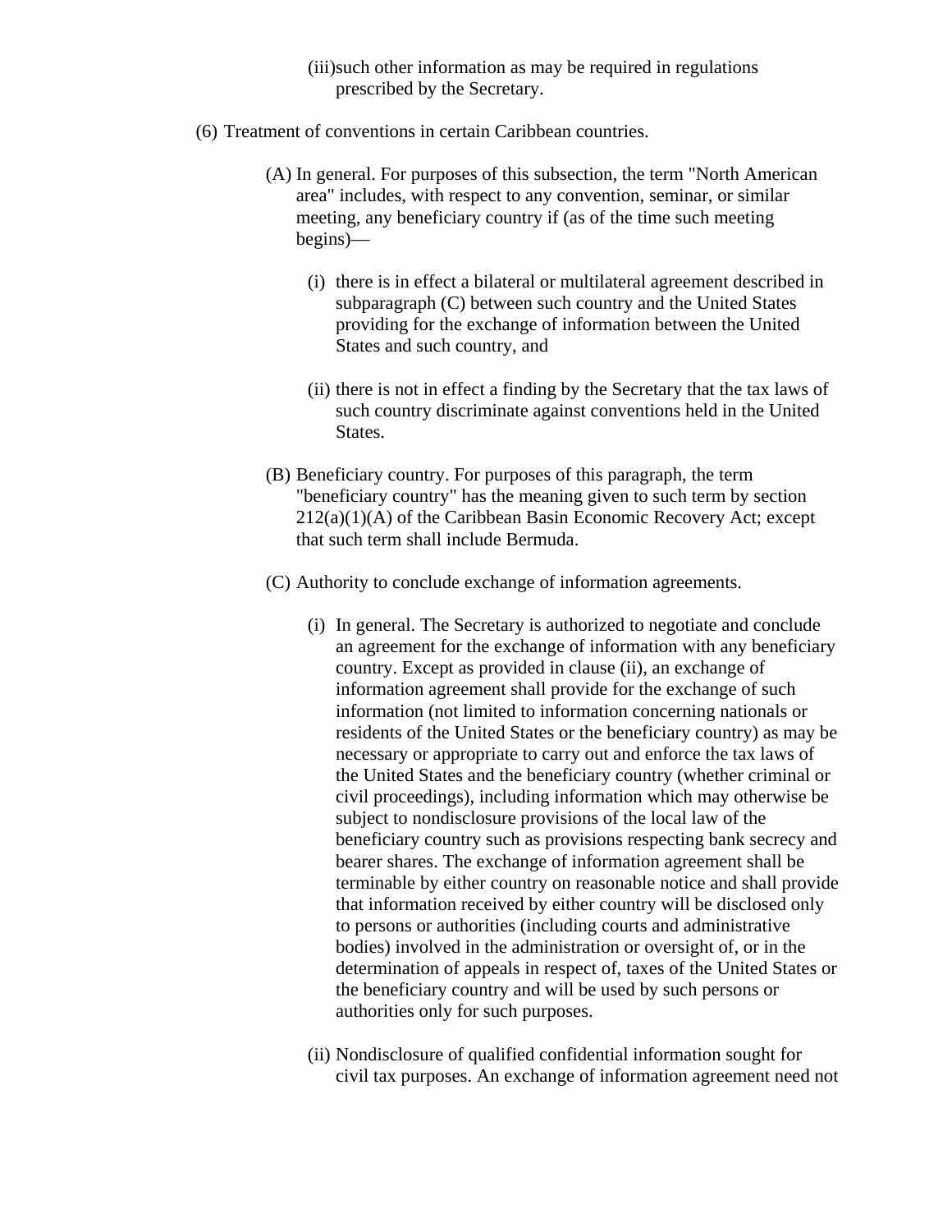(iii) such other information as may be required in regulations prescribed by the Secretary.

(6) Treatment of conventions in certain Caribbean countries.

(A) In general. For purposes of this subsection, the term "North American area" includes, with respect to any convention, seminar, or similar meeting, any beneficiary country if (as of the time such meeting begins)—

(i) there is in effect a bilateral or multilateral agreement described in subparagraph (C) between such country and the United States providing for the exchange of information between the United States and such country, and

(ii) there is not in effect a finding by the Secretary that the tax laws of such country discriminate against conventions held in the United States.

(B) Beneficiary country. For purposes of this paragraph, the term "beneficiary country" has the meaning given to such term by section 212(a)(1)(A) of the Caribbean Basin Economic Recovery Act; except that such term shall include Bermuda.

(C) Authority to conclude exchange of information agreements.

(i) In general. The Secretary is authorized to negotiate and conclude an agreement for the exchange of information with any beneficiary country. Except as provided in clause (ii), an exchange of information agreement shall provide for the exchange of such information (not limited to information concerning nationals or residents of the United States or the beneficiary country) as may be necessary or appropriate to carry out and enforce the tax laws of the United States and the beneficiary country (whether criminal or civil proceedings), including information which may otherwise be subject to nondisclosure provisions of the local law of the beneficiary country such as provisions respecting bank secrecy and bearer shares. The exchange of information agreement shall be terminable by either country on reasonable notice and shall provide that information received by either country will be disclosed only to persons or authorities (including courts and administrative bodies) involved in the administration or oversight of, or in the determination of appeals in respect of, taxes of the United States or the beneficiary country and will be used by such persons or authorities only for such purposes.

(ii) Nondisclosure of qualified confidential information sought for civil tax purposes. An exchange of information agreement need not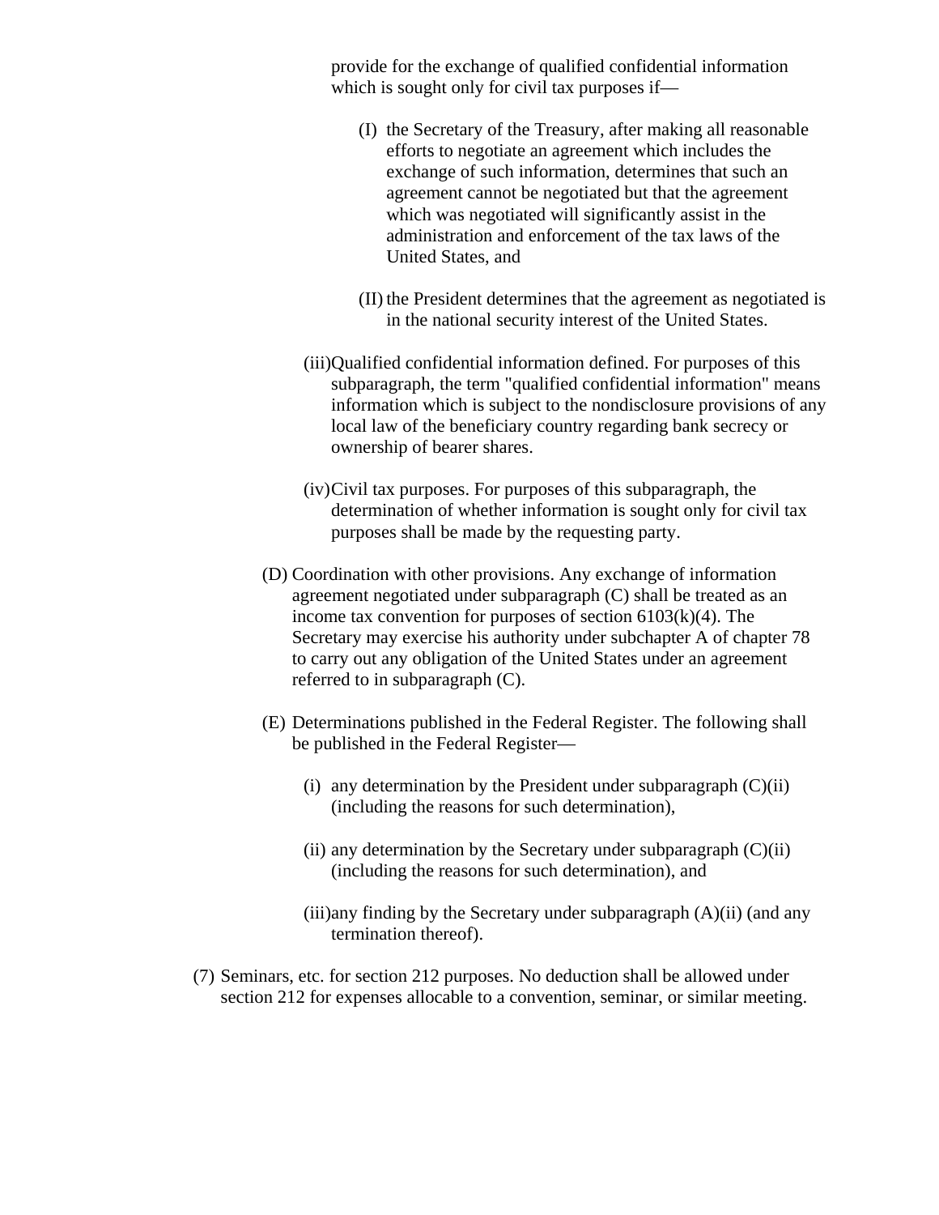provide for the exchange of qualified confidential information which is sought only for civil tax purposes if—

(I) the Secretary of the Treasury, after making all reasonable efforts to negotiate an agreement which includes the exchange of such information, determines that such an agreement cannot be negotiated but that the agreement which was negotiated will significantly assist in the administration and enforcement of the tax laws of the United States, and

(II) the President determines that the agreement as negotiated is in the national security interest of the United States.

(iii) Qualified confidential information defined. For purposes of this subparagraph, the term "qualified confidential information" means information which is subject to the nondisclosure provisions of any local law of the beneficiary country regarding bank secrecy or ownership of bearer shares.

(iv) Civil tax purposes. For purposes of this subparagraph, the determination of whether information is sought only for civil tax purposes shall be made by the requesting party.

(D) Coordination with other provisions. Any exchange of information agreement negotiated under subparagraph (C) shall be treated as an income tax convention for purposes of section 6103(k)(4). The Secretary may exercise his authority under subchapter A of chapter 78 to carry out any obligation of the United States under an agreement referred to in subparagraph (C).

(E) Determinations published in the Federal Register. The following shall be published in the Federal Register—

(i) any determination by the President under subparagraph (C)(ii) (including the reasons for such determination),

(ii) any determination by the Secretary under subparagraph (C)(ii) (including the reasons for such determination), and

(iii) any finding by the Secretary under subparagraph (A)(ii) (and any termination thereof).

(7) Seminars, etc. for section 212 purposes. No deduction shall be allowed under section 212 for expenses allocable to a convention, seminar, or similar meeting.